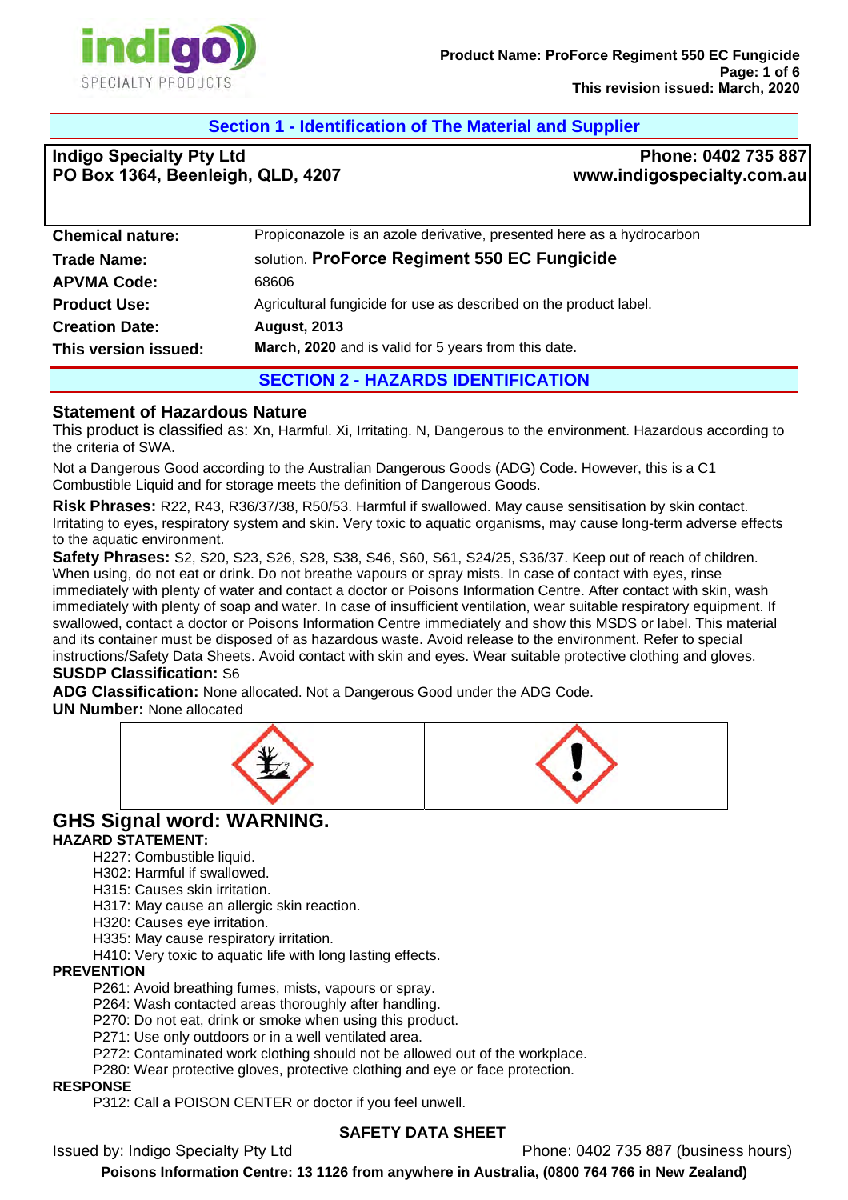## Section 1 - Identification of The Material and Supplier

**Indigo Specialty Pty Ltd**
**PO Box 1364, Beenleigh, QLD, 4207**

**Phone: 0402 735 887**
**www.indigospecialty.com.au**

| | |
|---|---|
| **Chemical nature:** | Propiconazole is an azole derivative, presented here as a hydrocarbon solution. |
| **Trade Name:** | **ProForce Regiment 550 EC Fungicide** |
| **APVMA Code:** | 68606 |
| **Product Use:** | Agricultural fungicide for use as described on the product label. |
| **Creation Date:** | **August, 2013** |
| **This version issued:** | **March, 2020** and is valid for 5 years from this date. |

## SECTION 2 - HAZARDS IDENTIFICATION

### Statement of Hazardous Nature

This product is classified as: Xn, Harmful. Xi, Irritating. N, Dangerous to the environment. Hazardous according to the criteria of SWA.

Not a Dangerous Good according to the Australian Dangerous Goods (ADG) Code. However, this is a C1 Combustible Liquid and for storage meets the definition of Dangerous Goods.

**Risk Phrases:** R22, R43, R36/37/38, R50/53. Harmful if swallowed. May cause sensitisation by skin contact. Irritating to eyes, respiratory system and skin. Very toxic to aquatic organisms, may cause long-term adverse effects to the aquatic environment.

**Safety Phrases:** S2, S20, S23, S26, S28, S38, S46, S60, S61, S24/25, S36/37. Keep out of reach of children. When using, do not eat or drink. Do not breathe vapours or spray mists. In case of contact with eyes, rinse immediately with plenty of water and contact a doctor or Poisons Information Centre. After contact with skin, wash immediately with plenty of soap and water. In case of insufficient ventilation, wear suitable respiratory equipment. If swallowed, contact a doctor or Poisons Information Centre immediately and show this MSDS or label. This material and its container must be disposed of as hazardous waste. Avoid release to the environment. Refer to special instructions/Safety Data Sheets. Avoid contact with skin and eyes. Wear suitable protective clothing and gloves.

**SUSDP Classification:** S6

**ADG Classification:** None allocated. Not a Dangerous Good under the ADG Code.

**UN Number:** None allocated

## GHS Signal word: WARNING.

**HAZARD STATEMENT:**

- H227: Combustible liquid.
- H302: Harmful if swallowed.
- H315: Causes skin irritation.
- H317: May cause an allergic skin reaction.
- H320: Causes eye irritation.
- H335: May cause respiratory irritation.
- H410: Very toxic to aquatic life with long lasting effects.

**PREVENTION**

- P261: Avoid breathing fumes, mists, vapours or spray.
- P264: Wash contacted areas thoroughly after handling.
- P270: Do not eat, drink or smoke when using this product.
- P271: Use only outdoors or in a well ventilated area.
- P272: Contaminated work clothing should not be allowed out of the workplace.
- P280: Wear protective gloves, protective clothing and eye or face protection.

**RESPONSE**

- P312: Call a POISON CENTER or doctor if you feel unwell.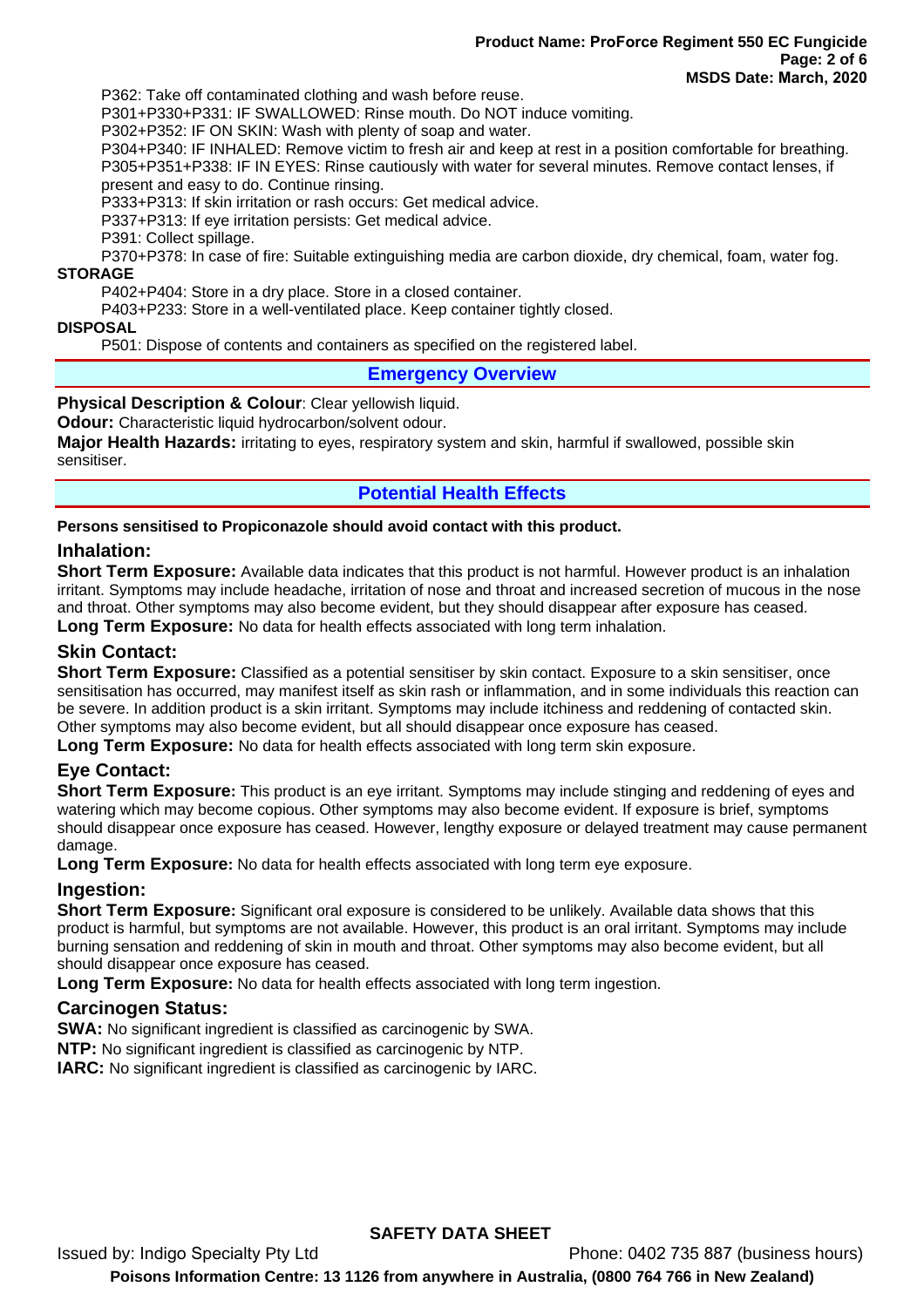P362: Take off contaminated clothing and wash before reuse.

P301+P330+P331: IF SWALLOWED: Rinse mouth. Do NOT induce vomiting.

P302+P352: IF ON SKIN: Wash with plenty of soap and water.

P304+P340: IF INHALED: Remove victim to fresh air and keep at rest in a position comfortable for breathing.

P305+P351+P338: IF IN EYES: Rinse cautiously with water for several minutes. Remove contact lenses, if present and easy to do. Continue rinsing.

P333+P313: If skin irritation or rash occurs: Get medical advice.

P337+P313: If eye irritation persists: Get medical advice.

P391: Collect spillage.

P370+P378: In case of fire: Suitable extinguishing media are carbon dioxide, dry chemical, foam, water fog.

**STORAGE**

P402+P404: Store in a dry place. Store in a closed container.

P403+P233: Store in a well-ventilated place. Keep container tightly closed.

**DISPOSAL**

P501: Dispose of contents and containers as specified on the registered label.

## Emergency Overview

**Physical Description & Colour**: Clear yellowish liquid.

**Odour:** Characteristic liquid hydrocarbon/solvent odour.

**Major Health Hazards:** irritating to eyes, respiratory system and skin, harmful if swallowed, possible skin sensitiser.

## Potential Health Effects

**Persons sensitised to Propiconazole should avoid contact with this product.**

### Inhalation:

**Short Term Exposure:** Available data indicates that this product is not harmful. However product is an inhalation irritant. Symptoms may include headache, irritation of nose and throat and increased secretion of mucous in the nose and throat. Other symptoms may also become evident, but they should disappear after exposure has ceased.

**Long Term Exposure:** No data for health effects associated with long term inhalation.

### Skin Contact:

**Short Term Exposure:** Classified as a potential sensitiser by skin contact. Exposure to a skin sensitiser, once sensitisation has occurred, may manifest itself as skin rash or inflammation, and in some individuals this reaction can be severe. In addition product is a skin irritant. Symptoms may include itchiness and reddening of contacted skin. Other symptoms may also become evident, but all should disappear once exposure has ceased.

**Long Term Exposure:** No data for health effects associated with long term skin exposure.

### Eye Contact:

**Short Term Exposure:** This product is an eye irritant. Symptoms may include stinging and reddening of eyes and watering which may become copious. Other symptoms may also become evident. If exposure is brief, symptoms should disappear once exposure has ceased. However, lengthy exposure or delayed treatment may cause permanent damage.

**Long Term Exposure:** No data for health effects associated with long term eye exposure.

### Ingestion:

**Short Term Exposure:** Significant oral exposure is considered to be unlikely. Available data shows that this product is harmful, but symptoms are not available. However, this product is an oral irritant. Symptoms may include burning sensation and reddening of skin in mouth and throat. Other symptoms may also become evident, but all should disappear once exposure has ceased.

**Long Term Exposure:** No data for health effects associated with long term ingestion.

### Carcinogen Status:

**SWA:** No significant ingredient is classified as carcinogenic by SWA.

**NTP:** No significant ingredient is classified as carcinogenic by NTP.

**IARC:** No significant ingredient is classified as carcinogenic by IARC.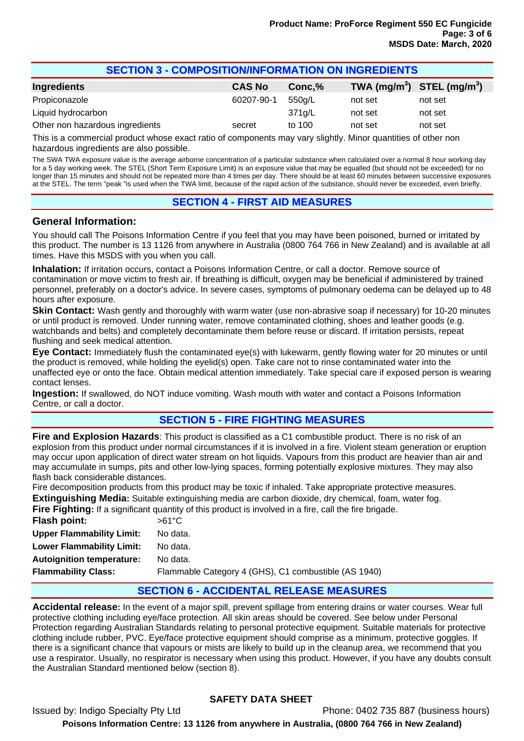## SECTION 3 - COMPOSITION/INFORMATION ON INGREDIENTS

| Ingredients | CAS No | Conc,% | TWA ($mg/m^3$) | STEL ($mg/m^3$) |
|---|---|---|---|---|
| Propiconazole | 60207-90-1 | 550g/L | not set | not set |
| Liquid hydrocarbon | | 371g/L | not set | not set |
| Other non hazardous ingredients | secret | to 100 | not set | not set |

This is a commercial product whose exact ratio of components may vary slightly. Minor quantities of other non hazardous ingredients are also possible.

The SWA TWA exposure value is the average airborne concentration of a particular substance when calculated over a normal 8 hour working day for a 5 day working week. The STEL (Short Term Exposure Limit) is an exposure value that may be equalled (but should not be exceeded) for no longer than 15 minutes and should not be repeated more than 4 times per day. There should be at least 60 minutes between successive exposures at the STEL. The term "peak "is used when the TWA limit, because of the rapid action of the substance, should never be exceeded, even briefly.

## SECTION 4 - FIRST AID MEASURES

### General Information:

You should call The Poisons Information Centre if you feel that you may have been poisoned, burned or irritated by this product. The number is 13 1126 from anywhere in Australia (0800 764 766 in New Zealand) and is available at all times. Have this MSDS with you when you call.

**Inhalation:** If irritation occurs, contact a Poisons Information Centre, or call a doctor. Remove source of contamination or move victim to fresh air. If breathing is difficult, oxygen may be beneficial if administered by trained personnel, preferably on a doctor's advice. In severe cases, symptoms of pulmonary oedema can be delayed up to 48 hours after exposure.

**Skin Contact:** Wash gently and thoroughly with warm water (use non-abrasive soap if necessary) for 10-20 minutes or until product is removed. Under running water, remove contaminated clothing, shoes and leather goods (e.g. watchbands and belts) and completely decontaminate them before reuse or discard. If irritation persists, repeat flushing and seek medical attention.

**Eye Contact:** Immediately flush the contaminated eye(s) with lukewarm, gently flowing water for 20 minutes or until the product is removed, while holding the eyelid(s) open. Take care not to rinse contaminated water into the unaffected eye or onto the face. Obtain medical attention immediately. Take special care if exposed person is wearing contact lenses.

**Ingestion:** If swallowed, do NOT induce vomiting. Wash mouth with water and contact a Poisons Information Centre, or call a doctor.

## SECTION 5 - FIRE FIGHTING MEASURES

**Fire and Explosion Hazards**: This product is classified as a C1 combustible product. There is no risk of an explosion from this product under normal circumstances if it is involved in a fire. Violent steam generation or eruption may occur upon application of direct water stream on hot liquids. Vapours from this product are heavier than air and may accumulate in sumps, pits and other low-lying spaces, forming potentially explosive mixtures. They may also flash back considerable distances.

Fire decomposition products from this product may be toxic if inhaled. Take appropriate protective measures.

**Extinguishing Media:** Suitable extinguishing media are carbon dioxide, dry chemical, foam, water fog.

**Fire Fighting:** If a significant quantity of this product is involved in a fire, call the fire brigade.

| | |
|---|---|
| **Flash point:** | >61°C |
| **Upper Flammability Limit:** | No data. |
| **Lower Flammability Limit:** | No data. |
| **Autoignition temperature:** | No data. |
| **Flammability Class:** | Flammable Category 4 (GHS), C1 combustible (AS 1940) |

## SECTION 6 - ACCIDENTAL RELEASE MEASURES

**Accidental release:** In the event of a major spill, prevent spillage from entering drains or water courses. Wear full protective clothing including eye/face protection. All skin areas should be covered. See below under Personal Protection regarding Australian Standards relating to personal protective equipment. Suitable materials for protective clothing include rubber, PVC. Eye/face protective equipment should comprise as a minimum, protective goggles. If there is a significant chance that vapours or mists are likely to build up in the cleanup area, we recommend that you use a respirator. Usually, no respirator is necessary when using this product. However, if you have any doubts consult the Australian Standard mentioned below (section 8).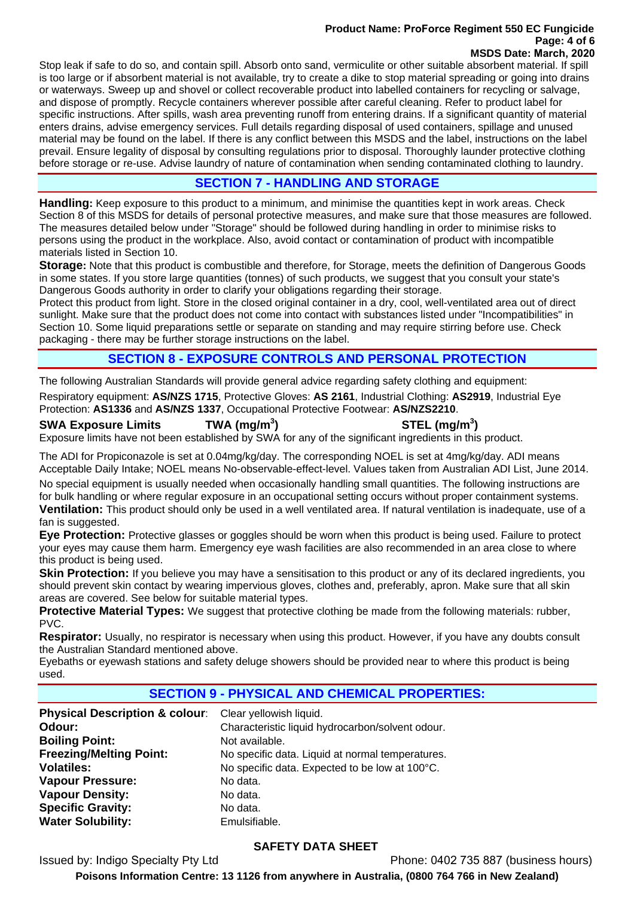Stop leak if safe to do so, and contain spill. Absorb onto sand, vermiculite or other suitable absorbent material. If spill is too large or if absorbent material is not available, try to create a dike to stop material spreading or going into drains or waterways. Sweep up and shovel or collect recoverable product into labelled containers for recycling or salvage, and dispose of promptly. Recycle containers wherever possible after careful cleaning. Refer to product label for specific instructions. After spills, wash area preventing runoff from entering drains. If a significant quantity of material enters drains, advise emergency services. Full details regarding disposal of used containers, spillage and unused material may be found on the label. If there is any conflict between this MSDS and the label, instructions on the label prevail. Ensure legality of disposal by consulting regulations prior to disposal. Thoroughly launder protective clothing before storage or re-use. Advise laundry of nature of contamination when sending contaminated clothing to laundry.

## SECTION 7 - HANDLING AND STORAGE

**Handling:** Keep exposure to this product to a minimum, and minimise the quantities kept in work areas. Check Section 8 of this MSDS for details of personal protective measures, and make sure that those measures are followed. The measures detailed below under "Storage" should be followed during handling in order to minimise risks to persons using the product in the workplace. Also, avoid contact or contamination of product with incompatible materials listed in Section 10.

**Storage:** Note that this product is combustible and therefore, for Storage, meets the definition of Dangerous Goods in some states. If you store large quantities (tonnes) of such products, we suggest that you consult your state's Dangerous Goods authority in order to clarify your obligations regarding their storage.

Protect this product from light. Store in the closed original container in a dry, cool, well-ventilated area out of direct sunlight. Make sure that the product does not come into contact with substances listed under "Incompatibilities" in Section 10. Some liquid preparations settle or separate on standing and may require stirring before use. Check packaging - there may be further storage instructions on the label.

## SECTION 8 - EXPOSURE CONTROLS AND PERSONAL PROTECTION

The following Australian Standards will provide general advice regarding safety clothing and equipment:

Respiratory equipment: **AS/NZS 1715**, Protective Gloves: **AS 2161**, Industrial Clothing: **AS2919**, Industrial Eye Protection: **AS1336** and **AS/NZS 1337**, Occupational Protective Footwear: **AS/NZS2210**.

| SWA Exposure Limits | TWA ($mg/m^3$) | STEL ($mg/m^3$) |
|---|---|---|

Exposure limits have not been established by SWA for any of the significant ingredients in this product.

The ADI for Propiconazole is set at 0.04mg/kg/day. The corresponding NOEL is set at 4mg/kg/day. ADI means Acceptable Daily Intake; NOEL means No-observable-effect-level. Values taken from Australian ADI List, June 2014.

No special equipment is usually needed when occasionally handling small quantities. The following instructions are for bulk handling or where regular exposure in an occupational setting occurs without proper containment systems.

**Ventilation:** This product should only be used in a well ventilated area. If natural ventilation is inadequate, use of a fan is suggested.

**Eye Protection:** Protective glasses or goggles should be worn when this product is being used. Failure to protect your eyes may cause them harm. Emergency eye wash facilities are also recommended in an area close to where this product is being used.

**Skin Protection:** If you believe you may have a sensitisation to this product or any of its declared ingredients, you should prevent skin contact by wearing impervious gloves, clothes and, preferably, apron. Make sure that all skin areas are covered. See below for suitable material types.

**Protective Material Types:** We suggest that protective clothing be made from the following materials: rubber, PVC.

**Respirator:** Usually, no respirator is necessary when using this product. However, if you have any doubts consult the Australian Standard mentioned above.

Eyebaths or eyewash stations and safety deluge showers should be provided near to where this product is being used.

## SECTION 9 - PHYSICAL AND CHEMICAL PROPERTIES:

| | |
|---|---|
| **Physical Description & colour**: | Clear yellowish liquid. |
| **Odour:** | Characteristic liquid hydrocarbon/solvent odour. |
| **Boiling Point:** | Not available. |
| **Freezing/Melting Point:** | No specific data. Liquid at normal temperatures. |
| **Volatiles:** | No specific data. Expected to be low at 100°C. |
| **Vapour Pressure:** | No data. |
| **Vapour Density:** | No data. |
| **Specific Gravity:** | No data. |
| **Water Solubility:** | Emulsifiable. |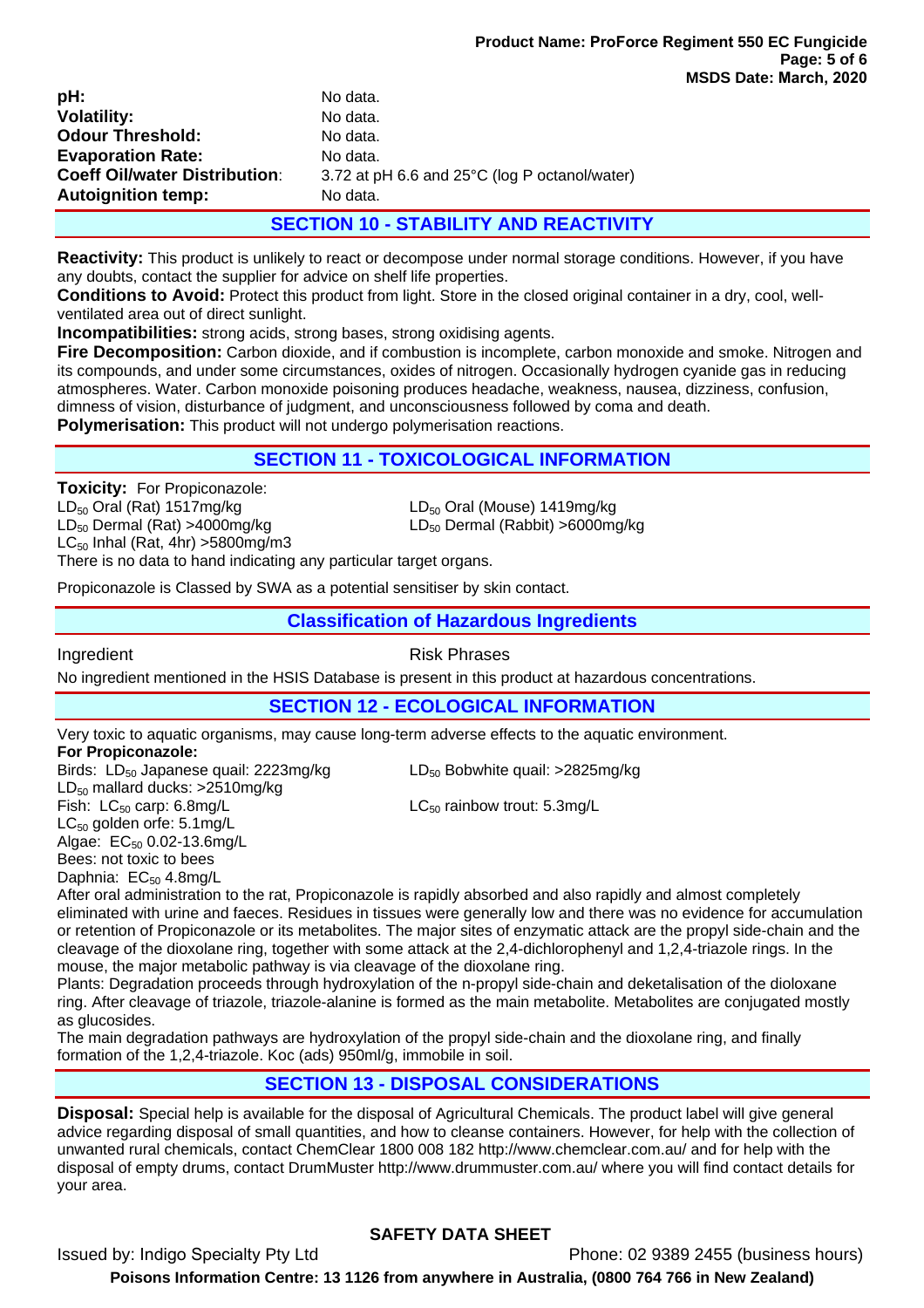| | |
|---|---|
| **pH:** | No data. |
| **Volatility:** | No data. |
| **Odour Threshold:** | No data. |
| **Evaporation Rate:** | No data. |
| **Coeff Oil/water Distribution**: | 3.72 at pH 6.6 and 25°C (log P octanol/water) |
| **Autoignition temp:** | No data. |

## SECTION 10 - STABILITY AND REACTIVITY

**Reactivity:** This product is unlikely to react or decompose under normal storage conditions. However, if you have any doubts, contact the supplier for advice on shelf life properties.
**Conditions to Avoid:** Protect this product from light. Store in the closed original container in a dry, cool, well-ventilated area out of direct sunlight.
**Incompatibilities:** strong acids, strong bases, strong oxidising agents.
**Fire Decomposition:** Carbon dioxide, and if combustion is incomplete, carbon monoxide and smoke. Nitrogen and its compounds, and under some circumstances, oxides of nitrogen. Occasionally hydrogen cyanide gas in reducing atmospheres. Water. Carbon monoxide poisoning produces headache, weakness, nausea, dizziness, confusion, dimness of vision, disturbance of judgment, and unconsciousness followed by coma and death.
**Polymerisation:** This product will not undergo polymerisation reactions.

## SECTION 11 - TOXICOLOGICAL INFORMATION

**Toxicity:** For Propiconazole:
$LD_{50}$ Oral (Rat) 1517mg/kg
$LD_{50}$ Oral (Mouse) 1419mg/kg
$LD_{50}$ Dermal (Rat) >4000mg/kg
$LD_{50}$ Dermal (Rabbit) >6000mg/kg
$LC_{50}$ Inhal (Rat, 4hr) >5800mg/m3
There is no data to hand indicating any particular target organs.

Propiconazole is Classed by SWA as a potential sensitiser by skin contact.

## Classification of Hazardous Ingredients

| Ingredient | Risk Phrases |
|---|---|

No ingredient mentioned in the HSIS Database is present in this product at hazardous concentrations.

## SECTION 12 - ECOLOGICAL INFORMATION

Very toxic to aquatic organisms, may cause long-term adverse effects to the aquatic environment.
**For Propiconazole:**
Birds: $LD_{50}$ Japanese quail: 2223mg/kg
$LD_{50}$ Bobwhite quail: >2825mg/kg
$LD_{50}$ mallard ducks: >2510mg/kg
Fish: $LC_{50}$ carp: 6.8mg/L
$LC_{50}$ rainbow trout: 5.3mg/L
$LC_{50}$ golden orfe: 5.1mg/L
Algae: $EC_{50}$ 0.02-13.6mg/L
Bees: not toxic to bees
Daphnia: $EC_{50}$ 4.8mg/L
After oral administration to the rat, Propiconazole is rapidly absorbed and also rapidly and almost completely eliminated with urine and faeces. Residues in tissues were generally low and there was no evidence for accumulation or retention of Propiconazole or its metabolites. The major sites of enzymatic attack are the propyl side-chain and the cleavage of the dioxolane ring, together with some attack at the 2,4-dichlorophenyl and 1,2,4-triazole rings. In the mouse, the major metabolic pathway is via cleavage of the dioxolane ring.
Plants: Degradation proceeds through hydroxylation of the n-propyl side-chain and deketalisation of the dioloxane ring. After cleavage of triazole, triazole-alanine is formed as the main metabolite. Metabolites are conjugated mostly as glucosides.
The main degradation pathways are hydroxylation of the propyl side-chain and the dioxolane ring, and finally formation of the 1,2,4-triazole. Koc (ads) 950ml/g, immobile in soil.

## SECTION 13 - DISPOSAL CONSIDERATIONS

**Disposal:** Special help is available for the disposal of Agricultural Chemicals. The product label will give general advice regarding disposal of small quantities, and how to cleanse containers. However, for help with the collection of unwanted rural chemicals, contact ChemClear 1800 008 182 http://www.chemclear.com.au/ and for help with the disposal of empty drums, contact DrumMuster http://www.drummuster.com.au/ where you will find contact details for your area.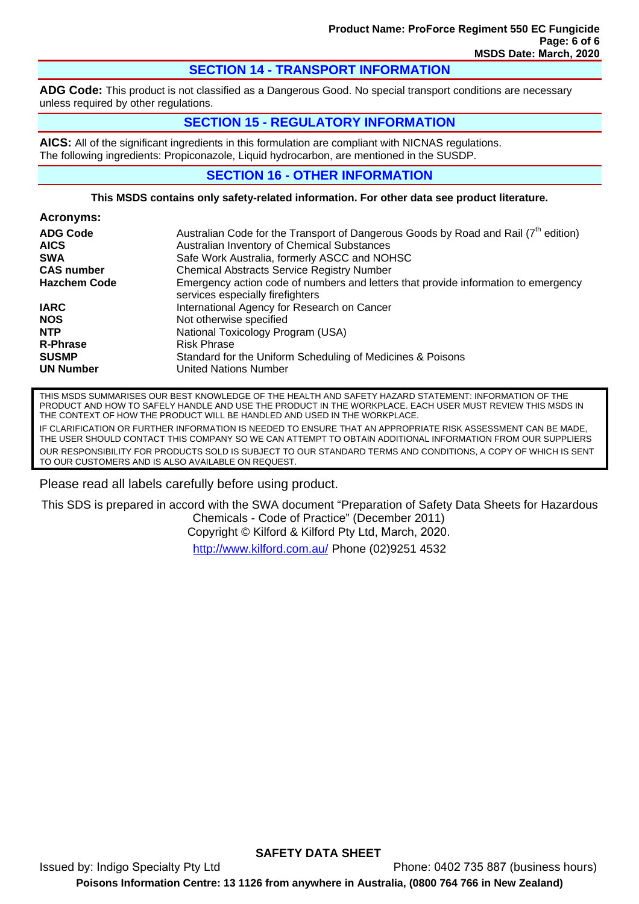## SECTION 14 - TRANSPORT INFORMATION

**ADG Code:** This product is not classified as a Dangerous Good. No special transport conditions are necessary unless required by other regulations.

## SECTION 15 - REGULATORY INFORMATION

**AICS:** All of the significant ingredients in this formulation are compliant with NICNAS regulations.
The following ingredients: Propiconazole, Liquid hydrocarbon, are mentioned in the SUSDP.

## SECTION 16 - OTHER INFORMATION

**This MSDS contains only safety-related information. For other data see product literature.**

**Acronyms:**

| | |
|---|---|
| **ADG Code** | Australian Code for the Transport of Dangerous Goods by Road and Rail (7th edition) |
| **AICS** | Australian Inventory of Chemical Substances |
| **SWA** | Safe Work Australia, formerly ASCC and NOHSC |
| **CAS number** | Chemical Abstracts Service Registry Number |
| **Hazchem Code** | Emergency action code of numbers and letters that provide information to emergency services especially firefighters |
| **IARC** | International Agency for Research on Cancer |
| **NOS** | Not otherwise specified |
| **NTP** | National Toxicology Program (USA) |
| **R-Phrase** | Risk Phrase |
| **SUSMP** | Standard for the Uniform Scheduling of Medicines & Poisons |
| **UN Number** | United Nations Number |

THIS MSDS SUMMARISES OUR BEST KNOWLEDGE OF THE HEALTH AND SAFETY HAZARD STATEMENT: INFORMATION OF THE PRODUCT AND HOW TO SAFELY HANDLE AND USE THE PRODUCT IN THE WORKPLACE. EACH USER MUST REVIEW THIS MSDS IN THE CONTEXT OF HOW THE PRODUCT WILL BE HANDLED AND USED IN THE WORKPLACE.

IF CLARIFICATION OR FURTHER INFORMATION IS NEEDED TO ENSURE THAT AN APPROPRIATE RISK ASSESSMENT CAN BE MADE, THE USER SHOULD CONTACT THIS COMPANY SO WE CAN ATTEMPT TO OBTAIN ADDITIONAL INFORMATION FROM OUR SUPPLIERS

OUR RESPONSIBILITY FOR PRODUCTS SOLD IS SUBJECT TO OUR STANDARD TERMS AND CONDITIONS, A COPY OF WHICH IS SENT TO OUR CUSTOMERS AND IS ALSO AVAILABLE ON REQUEST.

Please read all labels carefully before using product.

This SDS is prepared in accord with the SWA document "Preparation of Safety Data Sheets for Hazardous Chemicals - Code of Practice" (December 2011)

Copyright © Kilford & Kilford Pty Ltd, March, 2020.

http://www.kilford.com.au/ Phone (02)9251 4532